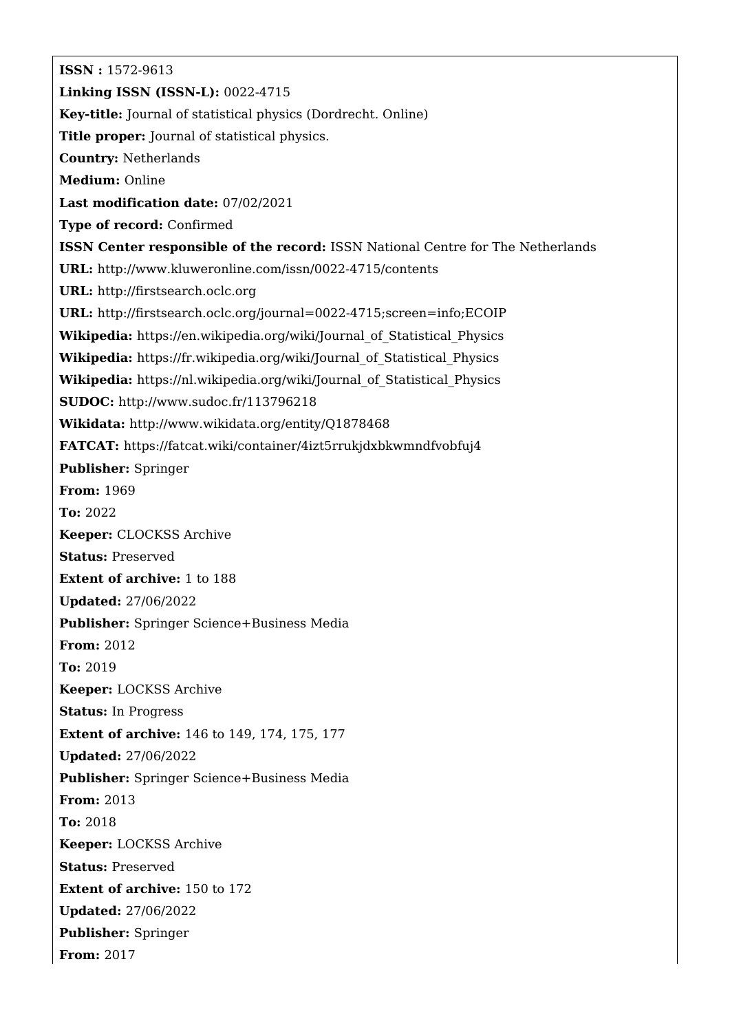**ISSN :** 1572-9613

**Linking ISSN (ISSN-L):** 0022-4715

**Key-title:** Journal of statistical physics (Dordrecht. Online)

**Title proper:** Journal of statistical physics.

**Country:** Netherlands

**Medium:** Online

**Last modification date:** 07/02/2021

**Type of record:** Confirmed

**ISSN Center responsible of the record:** ISSN National Centre for The Netherlands

**URL:** http://www.kluweronline.com/issn/0022-4715/contents

**URL:** http://firstsearch.oclc.org

**URL:** http://firstsearch.oclc.org/journal=0022-4715;screen=info;ECOIP

**Wikipedia:** https://en.wikipedia.org/wiki/Journal_of_Statistical_Physics

**Wikipedia:** https://fr.wikipedia.org/wiki/Journal_of_Statistical_Physics

**Wikipedia:** https://nl.wikipedia.org/wiki/Journal_of_Statistical_Physics

**SUDOC:** http://www.sudoc.fr/113796218

**Wikidata:** http://www.wikidata.org/entity/Q1878468

**FATCAT:** https://fatcat.wiki/container/4izt5rrukjdxbkwmndfvobfuj4

**Publisher:** Springer

**From:** 1969

**To:** 2022

**Keeper:** CLOCKSS Archive

**Status:** Preserved

**Extent of archive:** 1 to 188

**Updated:** 27/06/2022

**Publisher:** Springer Science+Business Media

**From:** 2012

**To:** 2019

**Keeper:** LOCKSS Archive

**Status:** In Progress

**Extent of archive:** 146 to 149, 174, 175, 177

**Updated:** 27/06/2022

**Publisher:** Springer Science+Business Media

**From:** 2013

**To:** 2018

**Keeper:** LOCKSS Archive

**Status:** Preserved

**Extent of archive:** 150 to 172

**Updated:** 27/06/2022

**Publisher:** Springer

**From:** 2017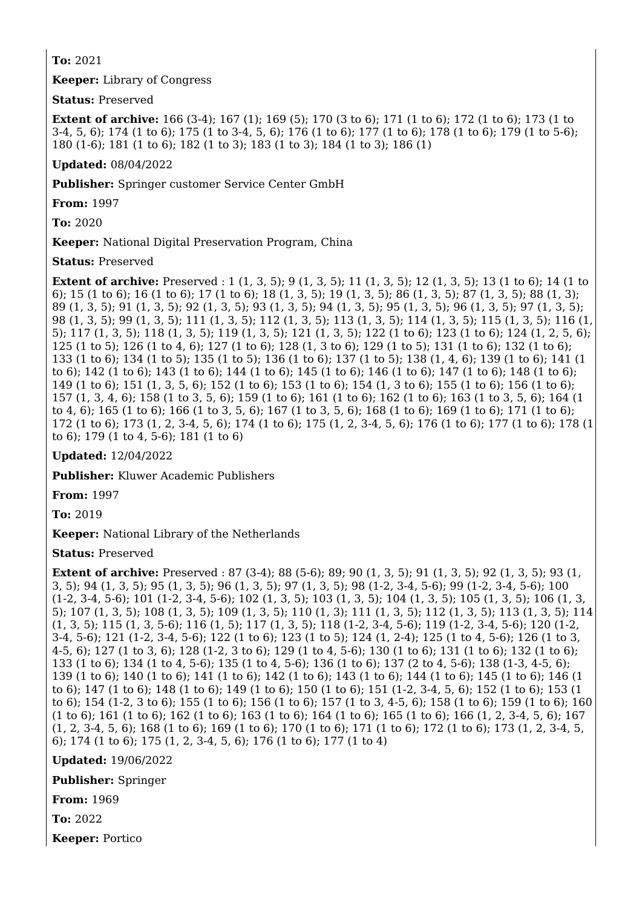**To:** 2021

**Keeper:** Library of Congress

**Status:** Preserved

**Extent of archive:** 166 (3-4); 167 (1); 169 (5); 170 (3 to 6); 171 (1 to 6); 172 (1 to 6); 173 (1 to 3-4, 5, 6); 174 (1 to 6); 175 (1 to 3-4, 5, 6); 176 (1 to 6); 177 (1 to 6); 178 (1 to 6); 179 (1 to 5-6); 180 (1-6); 181 (1 to 6); 182 (1 to 3); 183 (1 to 3); 184 (1 to 3); 186 (1)

**Updated:** 08/04/2022

**Publisher:** Springer customer Service Center GmbH

**From:** 1997

**To:** 2020

**Keeper:** National Digital Preservation Program, China

**Status:** Preserved

**Extent of archive:** Preserved : 1 (1, 3, 5); 9 (1, 3, 5); 11 (1, 3, 5); 12 (1, 3, 5); 13 (1 to 6); 14 (1 to 6); 15 (1 to 6); 16 (1 to 6); 17 (1 to 6); 18 (1, 3, 5); 19 (1, 3, 5); 86 (1, 3, 5); 87 (1, 3, 5); 88 (1, 3); 89 (1, 3, 5); 91 (1, 3, 5); 92 (1, 3, 5); 93 (1, 3, 5); 94 (1, 3, 5); 95 (1, 3, 5); 96 (1, 3, 5); 97 (1, 3, 5); 98 (1, 3, 5); 99 (1, 3, 5); 111 (1, 3, 5); 112 (1, 3, 5); 113 (1, 3, 5); 114 (1, 3, 5); 115 (1, 3, 5); 116 (1, 5); 117 (1, 3, 5); 118 (1, 3, 5); 119 (1, 3, 5); 121 (1, 3, 5); 122 (1 to 6); 123 (1 to 6); 124 (1, 2, 5, 6); 125 (1 to 5); 126 (1 to 4, 6); 127 (1 to 6); 128 (1, 3 to 6); 129 (1 to 5); 131 (1 to 6); 132 (1 to 6); 133 (1 to 6); 134 (1 to 5); 135 (1 to 5); 136 (1 to 6); 137 (1 to 5); 138 (1, 4, 6); 139 (1 to 6); 141 (1 to 6); 142 (1 to 6); 143 (1 to 6); 144 (1 to 6); 145 (1 to 6); 146 (1 to 6); 147 (1 to 6); 148 (1 to 6); 149 (1 to 6); 151 (1, 3, 5, 6); 152 (1 to 6); 153 (1 to 6); 154 (1, 3 to 6); 155 (1 to 6); 156 (1 to 6); 157 (1, 3, 4, 6); 158 (1 to 3, 5, 6); 159 (1 to 6); 161 (1 to 6); 162 (1 to 6); 163 (1 to 3, 5, 6); 164 (1 to 4, 6); 165 (1 to 6); 166 (1 to 3, 5, 6); 167 (1 to 3, 5, 6); 168 (1 to 6); 169 (1 to 6); 171 (1 to 6); 172 (1 to 6); 173 (1, 2, 3-4, 5, 6); 174 (1 to 6); 175 (1, 2, 3-4, 5, 6); 176 (1 to 6); 177 (1 to 6); 178 (1 to 6); 179 (1 to 4, 5-6); 181 (1 to 6)

**Updated:** 12/04/2022

**Publisher:** Kluwer Academic Publishers

**From:** 1997

**To:** 2019

**Keeper:** National Library of the Netherlands

**Status:** Preserved

**Extent of archive:** Preserved : 87 (3-4); 88 (5-6); 89; 90 (1, 3, 5); 91 (1, 3, 5); 92 (1, 3, 5); 93 (1, 3, 5); 94 (1, 3, 5); 95 (1, 3, 5); 96 (1, 3, 5); 97 (1, 3, 5); 98 (1-2, 3-4, 5-6); 99 (1-2, 3-4, 5-6); 100 (1-2, 3-4, 5-6); 101 (1-2, 3-4, 5-6); 102 (1, 3, 5); 103 (1, 3, 5); 104 (1, 3, 5); 105 (1, 3, 5); 106 (1, 3, 5); 107 (1, 3, 5); 108 (1, 3, 5); 109 (1, 3, 5); 110 (1, 3); 111 (1, 3, 5); 112 (1, 3, 5); 113 (1, 3, 5); 114 (1, 3, 5); 115 (1, 3, 5-6); 116 (1, 5); 117 (1, 3, 5); 118 (1-2, 3-4, 5-6); 119 (1-2, 3-4, 5-6); 120 (1-2, 3-4, 5-6); 121 (1-2, 3-4, 5-6); 122 (1 to 6); 123 (1 to 5); 124 (1, 2-4); 125 (1 to 4, 5-6); 126 (1 to 3, 4-5, 6); 127 (1 to 3, 6); 128 (1-2, 3 to 6); 129 (1 to 4, 5-6); 130 (1 to 6); 131 (1 to 6); 132 (1 to 6); 133 (1 to 6); 134 (1 to 4, 5-6); 135 (1 to 4, 5-6); 136 (1 to 6); 137 (2 to 4, 5-6); 138 (1-3, 4-5, 6); 139 (1 to 6); 140 (1 to 6); 141 (1 to 6); 142 (1 to 6); 143 (1 to 6); 144 (1 to 6); 145 (1 to 6); 146 (1 to 6); 147 (1 to 6); 148 (1 to 6); 149 (1 to 6); 150 (1 to 6); 151 (1-2, 3-4, 5, 6); 152 (1 to 6); 153 (1 to 6); 154 (1-2, 3 to 6); 155 (1 to 6); 156 (1 to 6); 157 (1 to 3, 4-5, 6); 158 (1 to 6); 159 (1 to 6); 160 (1 to 6); 161 (1 to 6); 162 (1 to 6); 163 (1 to 6); 164 (1 to 6); 165 (1 to 6); 166 (1, 2, 3-4, 5, 6); 167 (1, 2, 3-4, 5, 6); 168 (1 to 6); 169 (1 to 6); 170 (1 to 6); 171 (1 to 6); 172 (1 to 6); 173 (1, 2, 3-4, 5, 6); 174 (1 to 6); 175 (1, 2, 3-4, 5, 6); 176 (1 to 6); 177 (1 to 4)

**Updated:** 19/06/2022

**Publisher:** Springer

**From:** 1969

**To:** 2022

**Keeper:** Portico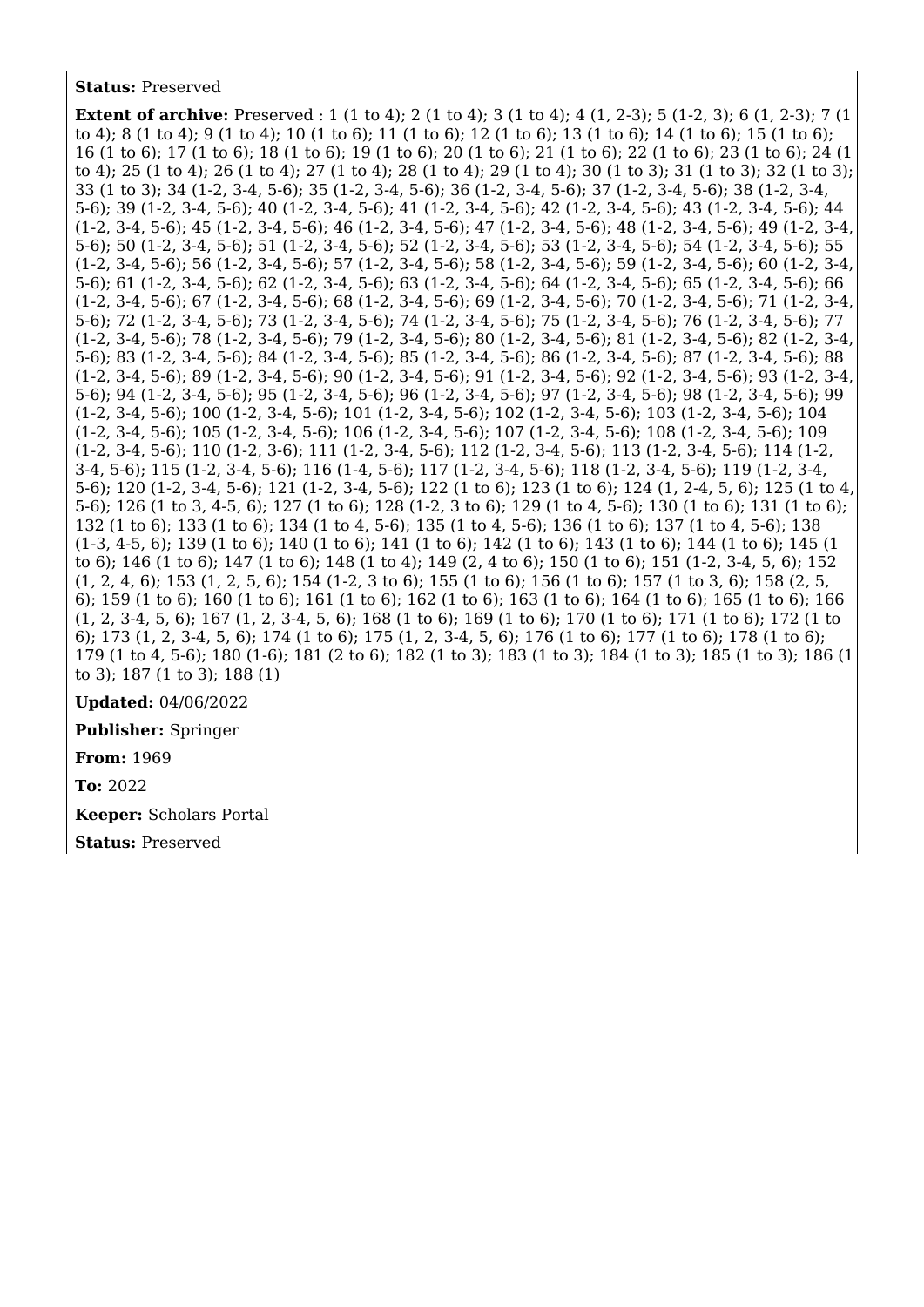**Status:** Preserved

**Extent of archive:** Preserved : 1 (1 to 4); 2 (1 to 4); 3 (1 to 4); 4 (1, 2-3); 5 (1-2, 3); 6 (1, 2-3); 7 (1 to 4); 8 (1 to 4); 9 (1 to 4); 10 (1 to 6); 11 (1 to 6); 12 (1 to 6); 13 (1 to 6); 14 (1 to 6); 15 (1 to 6); 16 (1 to 6); 17 (1 to 6); 18 (1 to 6); 19 (1 to 6); 20 (1 to 6); 21 (1 to 6); 22 (1 to 6); 23 (1 to 6); 24 (1 to 4); 25 (1 to 4); 26 (1 to 4); 27 (1 to 4); 28 (1 to 4); 29 (1 to 4); 30 (1 to 3); 31 (1 to 3); 32 (1 to 3); 33 (1 to 3); 34 (1-2, 3-4, 5-6); 35 (1-2, 3-4, 5-6); 36 (1-2, 3-4, 5-6); 37 (1-2, 3-4, 5-6); 38 (1-2, 3-4, 5-6); 39 (1-2, 3-4, 5-6); 40 (1-2, 3-4, 5-6); 41 (1-2, 3-4, 5-6); 42 (1-2, 3-4, 5-6); 43 (1-2, 3-4, 5-6); 44 (1-2, 3-4, 5-6); 45 (1-2, 3-4, 5-6); 46 (1-2, 3-4, 5-6); 47 (1-2, 3-4, 5-6); 48 (1-2, 3-4, 5-6); 49 (1-2, 3-4, 5-6); 50 (1-2, 3-4, 5-6); 51 (1-2, 3-4, 5-6); 52 (1-2, 3-4, 5-6); 53 (1-2, 3-4, 5-6); 54 (1-2, 3-4, 5-6); 55 (1-2, 3-4, 5-6); 56 (1-2, 3-4, 5-6); 57 (1-2, 3-4, 5-6); 58 (1-2, 3-4, 5-6); 59 (1-2, 3-4, 5-6); 60 (1-2, 3-4, 5-6); 61 (1-2, 3-4, 5-6); 62 (1-2, 3-4, 5-6); 63 (1-2, 3-4, 5-6); 64 (1-2, 3-4, 5-6); 65 (1-2, 3-4, 5-6); 66 (1-2, 3-4, 5-6); 67 (1-2, 3-4, 5-6); 68 (1-2, 3-4, 5-6); 69 (1-2, 3-4, 5-6); 70 (1-2, 3-4, 5-6); 71 (1-2, 3-4, 5-6); 72 (1-2, 3-4, 5-6); 73 (1-2, 3-4, 5-6); 74 (1-2, 3-4, 5-6); 75 (1-2, 3-4, 5-6); 76 (1-2, 3-4, 5-6); 77 (1-2, 3-4, 5-6); 78 (1-2, 3-4, 5-6); 79 (1-2, 3-4, 5-6); 80 (1-2, 3-4, 5-6); 81 (1-2, 3-4, 5-6); 82 (1-2, 3-4, 5-6); 83 (1-2, 3-4, 5-6); 84 (1-2, 3-4, 5-6); 85 (1-2, 3-4, 5-6); 86 (1-2, 3-4, 5-6); 87 (1-2, 3-4, 5-6); 88 (1-2, 3-4, 5-6); 89 (1-2, 3-4, 5-6); 90 (1-2, 3-4, 5-6); 91 (1-2, 3-4, 5-6); 92 (1-2, 3-4, 5-6); 93 (1-2, 3-4, 5-6); 94 (1-2, 3-4, 5-6); 95 (1-2, 3-4, 5-6); 96 (1-2, 3-4, 5-6); 97 (1-2, 3-4, 5-6); 98 (1-2, 3-4, 5-6); 99 (1-2, 3-4, 5-6); 100 (1-2, 3-4, 5-6); 101 (1-2, 3-4, 5-6); 102 (1-2, 3-4, 5-6); 103 (1-2, 3-4, 5-6); 104 (1-2, 3-4, 5-6); 105 (1-2, 3-4, 5-6); 106 (1-2, 3-4, 5-6); 107 (1-2, 3-4, 5-6); 108 (1-2, 3-4, 5-6); 109 (1-2, 3-4, 5-6); 110 (1-2, 3-6); 111 (1-2, 3-4, 5-6); 112 (1-2, 3-4, 5-6); 113 (1-2, 3-4, 5-6); 114 (1-2, 3-4, 5-6); 115 (1-2, 3-4, 5-6); 116 (1-4, 5-6); 117 (1-2, 3-4, 5-6); 118 (1-2, 3-4, 5-6); 119 (1-2, 3-4, 5-6); 120 (1-2, 3-4, 5-6); 121 (1-2, 3-4, 5-6); 122 (1 to 6); 123 (1 to 6); 124 (1, 2-4, 5, 6); 125 (1 to 4, 5-6); 126 (1 to 3, 4-5, 6); 127 (1 to 6); 128 (1-2, 3 to 6); 129 (1 to 4, 5-6); 130 (1 to 6); 131 (1 to 6); 132 (1 to 6); 133 (1 to 6); 134 (1 to 4, 5-6); 135 (1 to 4, 5-6); 136 (1 to 6); 137 (1 to 4, 5-6); 138 (1-3, 4-5, 6); 139 (1 to 6); 140 (1 to 6); 141 (1 to 6); 142 (1 to 6); 143 (1 to 6); 144 (1 to 6); 145 (1 to 6); 146 (1 to 6); 147 (1 to 6); 148 (1 to 4); 149 (2, 4 to 6); 150 (1 to 6); 151 (1-2, 3-4, 5, 6); 152 (1, 2, 4, 6); 153 (1, 2, 5, 6); 154 (1-2, 3 to 6); 155 (1 to 6); 156 (1 to 6); 157 (1 to 3, 6); 158 (2, 5, 6); 159 (1 to 6); 160 (1 to 6); 161 (1 to 6); 162 (1 to 6); 163 (1 to 6); 164 (1 to 6); 165 (1 to 6); 166 (1, 2, 3-4, 5, 6); 167 (1, 2, 3-4, 5, 6); 168 (1 to 6); 169 (1 to 6); 170 (1 to 6); 171 (1 to 6); 172 (1 to 6); 173 (1, 2, 3-4, 5, 6); 174 (1 to 6); 175 (1, 2, 3-4, 5, 6); 176 (1 to 6); 177 (1 to 6); 178 (1 to 6); 179 (1 to 4, 5-6); 180 (1-6); 181 (2 to 6); 182 (1 to 3); 183 (1 to 3); 184 (1 to 3); 185 (1 to 3); 186 (1 to 3); 187 (1 to 3); 188 (1)

**Updated:** 04/06/2022

**Publisher:** Springer

**From:** 1969

**To:** 2022

**Keeper:** Scholars Portal

**Status:** Preserved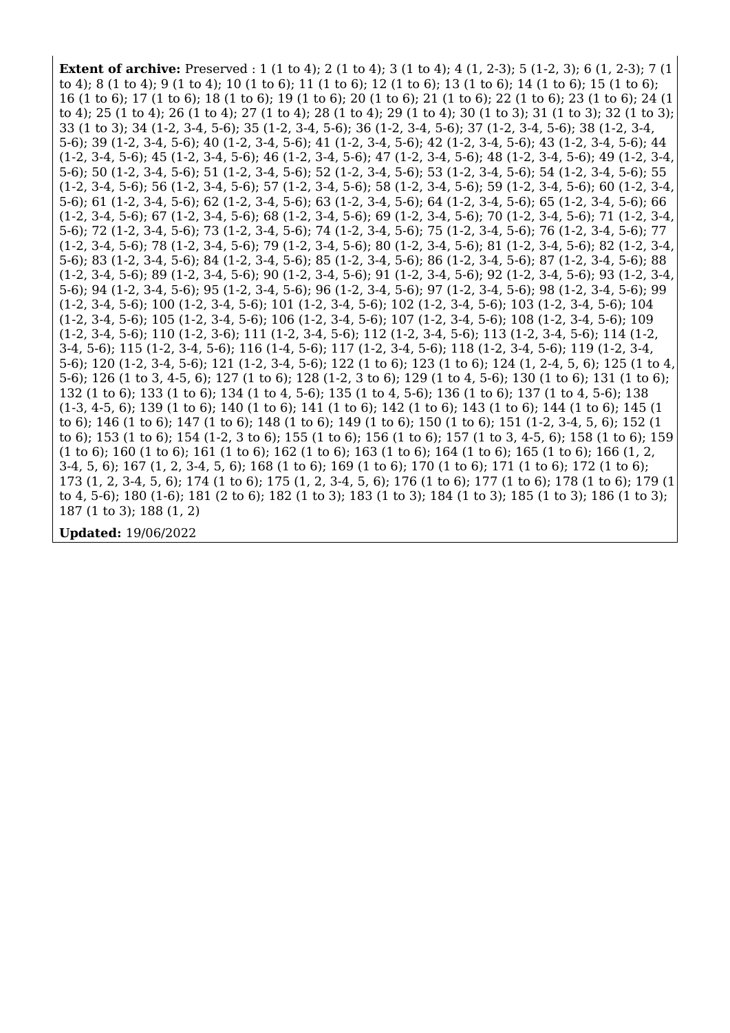**Extent of archive:** Preserved : 1 (1 to 4); 2 (1 to 4); 3 (1 to 4); 4 (1, 2-3); 5 (1-2, 3); 6 (1, 2-3); 7 (1 to 4); 8 (1 to 4); 9 (1 to 4); 10 (1 to 6); 11 (1 to 6); 12 (1 to 6); 13 (1 to 6); 14 (1 to 6); 15 (1 to 6); 16 (1 to 6); 17 (1 to 6); 18 (1 to 6); 19 (1 to 6); 20 (1 to 6); 21 (1 to 6); 22 (1 to 6); 23 (1 to 6); 24 (1 to 4); 25 (1 to 4); 26 (1 to 4); 27 (1 to 4); 28 (1 to 4); 29 (1 to 4); 30 (1 to 3); 31 (1 to 3); 32 (1 to 3); 33 (1 to 3); 34 (1-2, 3-4, 5-6); 35 (1-2, 3-4, 5-6); 36 (1-2, 3-4, 5-6); 37 (1-2, 3-4, 5-6); 38 (1-2, 3-4, 5-6); 39 (1-2, 3-4, 5-6); 40 (1-2, 3-4, 5-6); 41 (1-2, 3-4, 5-6); 42 (1-2, 3-4, 5-6); 43 (1-2, 3-4, 5-6); 44 (1-2, 3-4, 5-6); 45 (1-2, 3-4, 5-6); 46 (1-2, 3-4, 5-6); 47 (1-2, 3-4, 5-6); 48 (1-2, 3-4, 5-6); 49 (1-2, 3-4, 5-6); 50 (1-2, 3-4, 5-6); 51 (1-2, 3-4, 5-6); 52 (1-2, 3-4, 5-6); 53 (1-2, 3-4, 5-6); 54 (1-2, 3-4, 5-6); 55 (1-2, 3-4, 5-6); 56 (1-2, 3-4, 5-6); 57 (1-2, 3-4, 5-6); 58 (1-2, 3-4, 5-6); 59 (1-2, 3-4, 5-6); 60 (1-2, 3-4, 5-6); 61 (1-2, 3-4, 5-6); 62 (1-2, 3-4, 5-6); 63 (1-2, 3-4, 5-6); 64 (1-2, 3-4, 5-6); 65 (1-2, 3-4, 5-6); 66 (1-2, 3-4, 5-6); 67 (1-2, 3-4, 5-6); 68 (1-2, 3-4, 5-6); 69 (1-2, 3-4, 5-6); 70 (1-2, 3-4, 5-6); 71 (1-2, 3-4, 5-6); 72 (1-2, 3-4, 5-6); 73 (1-2, 3-4, 5-6); 74 (1-2, 3-4, 5-6); 75 (1-2, 3-4, 5-6); 76 (1-2, 3-4, 5-6); 77 (1-2, 3-4, 5-6); 78 (1-2, 3-4, 5-6); 79 (1-2, 3-4, 5-6); 80 (1-2, 3-4, 5-6); 81 (1-2, 3-4, 5-6); 82 (1-2, 3-4, 5-6); 83 (1-2, 3-4, 5-6); 84 (1-2, 3-4, 5-6); 85 (1-2, 3-4, 5-6); 86 (1-2, 3-4, 5-6); 87 (1-2, 3-4, 5-6); 88 (1-2, 3-4, 5-6); 89 (1-2, 3-4, 5-6); 90 (1-2, 3-4, 5-6); 91 (1-2, 3-4, 5-6); 92 (1-2, 3-4, 5-6); 93 (1-2, 3-4, 5-6); 94 (1-2, 3-4, 5-6); 95 (1-2, 3-4, 5-6); 96 (1-2, 3-4, 5-6); 97 (1-2, 3-4, 5-6); 98 (1-2, 3-4, 5-6); 99 (1-2, 3-4, 5-6); 100 (1-2, 3-4, 5-6); 101 (1-2, 3-4, 5-6); 102 (1-2, 3-4, 5-6); 103 (1-2, 3-4, 5-6); 104 (1-2, 3-4, 5-6); 105 (1-2, 3-4, 5-6); 106 (1-2, 3-4, 5-6); 107 (1-2, 3-4, 5-6); 108 (1-2, 3-4, 5-6); 109 (1-2, 3-4, 5-6); 110 (1-2, 3-6); 111 (1-2, 3-4, 5-6); 112 (1-2, 3-4, 5-6); 113 (1-2, 3-4, 5-6); 114 (1-2, 3-4, 5-6); 115 (1-2, 3-4, 5-6); 116 (1-4, 5-6); 117 (1-2, 3-4, 5-6); 118 (1-2, 3-4, 5-6); 119 (1-2, 3-4, 5-6); 120 (1-2, 3-4, 5-6); 121 (1-2, 3-4, 5-6); 122 (1 to 6); 123 (1 to 6); 124 (1, 2-4, 5, 6); 125 (1 to 4, 5-6); 126 (1 to 3, 4-5, 6); 127 (1 to 6); 128 (1-2, 3 to 6); 129 (1 to 4, 5-6); 130 (1 to 6); 131 (1 to 6); 132 (1 to 6); 133 (1 to 6); 134 (1 to 4, 5-6); 135 (1 to 4, 5-6); 136 (1 to 6); 137 (1 to 4, 5-6); 138 (1-3, 4-5, 6); 139 (1 to 6); 140 (1 to 6); 141 (1 to 6); 142 (1 to 6); 143 (1 to 6); 144 (1 to 6); 145 (1 to 6); 146 (1 to 6); 147 (1 to 6); 148 (1 to 6); 149 (1 to 6); 150 (1 to 6); 151 (1-2, 3-4, 5, 6); 152 (1 to 6); 153 (1 to 6); 154 (1-2, 3 to 6); 155 (1 to 6); 156 (1 to 6); 157 (1 to 3, 4-5, 6); 158 (1 to 6); 159 (1 to 6); 160 (1 to 6); 161 (1 to 6); 162 (1 to 6); 163 (1 to 6); 164 (1 to 6); 165 (1 to 6); 166 (1, 2, 3-4, 5, 6); 167 (1, 2, 3-4, 5, 6); 168 (1 to 6); 169 (1 to 6); 170 (1 to 6); 171 (1 to 6); 172 (1 to 6); 173 (1, 2, 3-4, 5, 6); 174 (1 to 6); 175 (1, 2, 3-4, 5, 6); 176 (1 to 6); 177 (1 to 6); 178 (1 to 6); 179 (1 to 4, 5-6); 180 (1-6); 181 (2 to 6); 182 (1 to 3); 183 (1 to 3); 184 (1 to 3); 185 (1 to 3); 186 (1 to 3); 187 (1 to 3); 188 (1, 2)

**Updated:** 19/06/2022